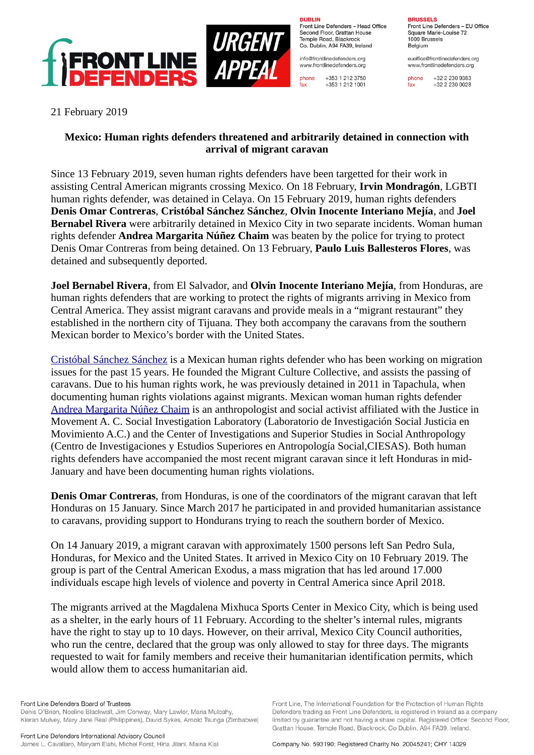21 February 2019

**Mexico: Human rights defenders threatened and arbitrarily detained in connection with arrival of migrant caravan**

Since 13 February 2019, seven human rights defenders have been targetted for their work in assisting Central American migrants crossing Mexico. On 18 February, **Irvin Mondragón**, LGBTI human rights defender, was detained in Celaya. On 15 February 2019, human rights defenders **Denis Omar Contreras**, **Cristóbal Sánchez Sánchez**, **Olvin Inocente Interiano Mejía**, and **Joel Bernabel Rivera** were arbitrarily detained in Mexico City in two separate incidents. Woman human rights defender **Andrea Margarita Núñez Chaim** was beaten by the police for trying to protect Denis Omar Contreras from being detained. On 13 February, **Paulo Luis Ballesteros Flores**, was detained and subsequently deported.

**Joel Bernabel Rivera**, from El Salvador, and **Olvin Inocente Interiano Mejía**, from Honduras, are human rights defenders that are working to protect the rights of migrants arriving in Mexico from Central America. They assist migrant caravans and provide meals in a "migrant restaurant" they established in the northern city of Tijuana. They both accompany the caravans from the southern Mexican border to Mexico's border with the United States.

Cristóbal Sánchez Sánchez is a Mexican human rights defender who has been working on migration issues for the past 15 years. He founded the Migrant Culture Collective, and assists the passing of caravans. Due to his human rights work, he was previously detained in 2011 in Tapachula, when documenting human rights violations against migrants. Mexican woman human rights defender Andrea Margarita Núñez Chaim is an anthropologist and social activist affiliated with the Justice in Movement A. C. Social Investigation Laboratory (Laboratorio de Investigación Social Justicia en Movimiento A.C.) and the Center of Investigations and Superior Studies in Social Anthropology (Centro de Investigaciones y Estudios Superiores en Antropología Social,CIESAS). Both human rights defenders have accompanied the most recent migrant caravan since it left Honduras in mid-January and have been documenting human rights violations.

**Denis Omar Contreras**, from Honduras, is one of the coordinators of the migrant caravan that left Honduras on 15 January. Since March 2017 he participated in and provided humanitarian assistance to caravans, providing support to Hondurans trying to reach the southern border of Mexico.

On 14 January 2019, a migrant caravan with approximately 1500 persons left San Pedro Sula, Honduras, for Mexico and the United States. It arrived in Mexico City on 10 February 2019. The group is part of the Central American Exodus, a mass migration that has led around 17.000 individuals escape high levels of violence and poverty in Central America since April 2018.

The migrants arrived at the Magdalena Mixhuca Sports Center in Mexico City, which is being used as a shelter, in the early hours of 11 February. According to the shelter's internal rules, migrants have the right to stay up to 10 days. However, on their arrival, Mexico City Council authorities, who run the centre, declared that the group was only allowed to stay for three days. The migrants requested to wait for family members and receive their humanitarian identification permits, which would allow them to access humanitarian aid.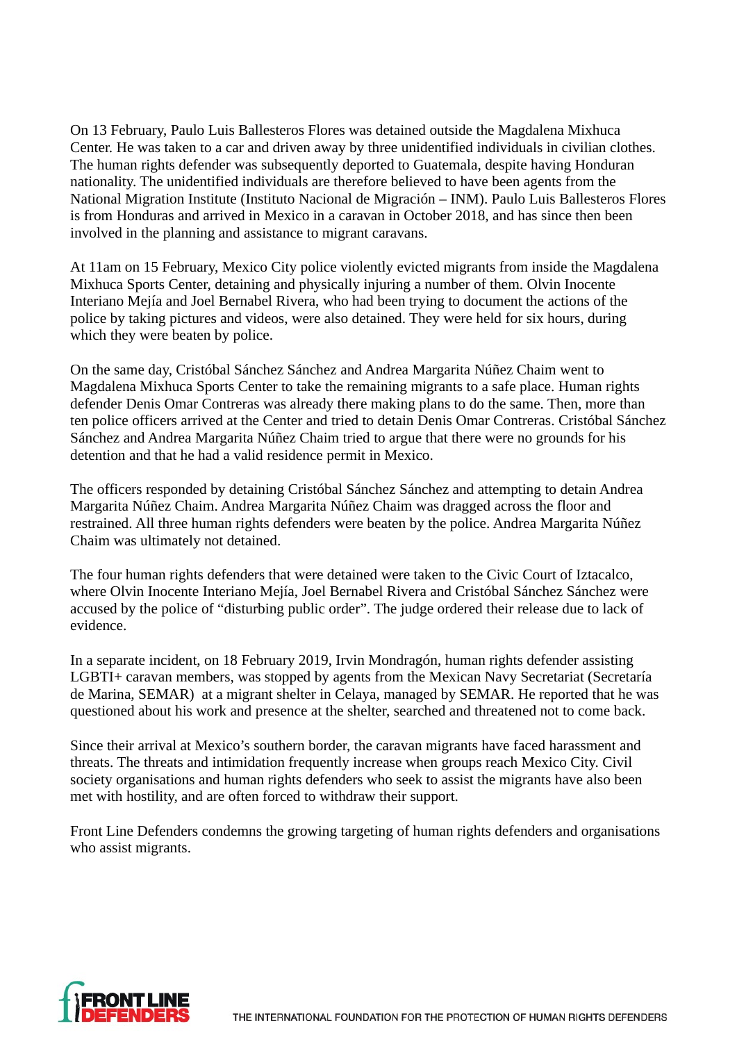On 13 February, Paulo Luis Ballesteros Flores was detained outside the Magdalena Mixhuca Center. He was taken to a car and driven away by three unidentified individuals in civilian clothes. The human rights defender was subsequently deported to Guatemala, despite having Honduran nationality. The unidentified individuals are therefore believed to have been agents from the National Migration Institute (Instituto Nacional de Migración – INM). Paulo Luis Ballesteros Flores is from Honduras and arrived in Mexico in a caravan in October 2018, and has since then been involved in the planning and assistance to migrant caravans.

At 11am on 15 February, Mexico City police violently evicted migrants from inside the Magdalena Mixhuca Sports Center, detaining and physically injuring a number of them. Olvin Inocente Interiano Mejía and Joel Bernabel Rivera, who had been trying to document the actions of the police by taking pictures and videos, were also detained. They were held for six hours, during which they were beaten by police.

On the same day, Cristóbal Sánchez Sánchez and Andrea Margarita Núñez Chaim went to Magdalena Mixhuca Sports Center to take the remaining migrants to a safe place. Human rights defender Denis Omar Contreras was already there making plans to do the same. Then, more than ten police officers arrived at the Center and tried to detain Denis Omar Contreras. Cristóbal Sánchez Sánchez and Andrea Margarita Núñez Chaim tried to argue that there were no grounds for his detention and that he had a valid residence permit in Mexico.

The officers responded by detaining Cristóbal Sánchez Sánchez and attempting to detain Andrea Margarita Núñez Chaim. Andrea Margarita Núñez Chaim was dragged across the floor and restrained. All three human rights defenders were beaten by the police. Andrea Margarita Núñez Chaim was ultimately not detained.

The four human rights defenders that were detained were taken to the Civic Court of Iztacalco, where Olvin Inocente Interiano Mejía, Joel Bernabel Rivera and Cristóbal Sánchez Sánchez were accused by the police of “disturbing public order”. The judge ordered their release due to lack of evidence.

In a separate incident, on 18 February 2019, Irvin Mondragón, human rights defender assisting LGBTI+ caravan members, was stopped by agents from the Mexican Navy Secretariat (Secretaría de Marina, SEMAR) at a migrant shelter in Celaya, managed by SEMAR. He reported that he was questioned about his work and presence at the shelter, searched and threatened not to come back.

Since their arrival at Mexico’s southern border, the caravan migrants have faced harassment and threats. The threats and intimidation frequently increase when groups reach Mexico City. Civil society organisations and human rights defenders who seek to assist the migrants have also been met with hostility, and are often forced to withdraw their support.

Front Line Defenders condemns the growing targeting of human rights defenders and organisations who assist migrants.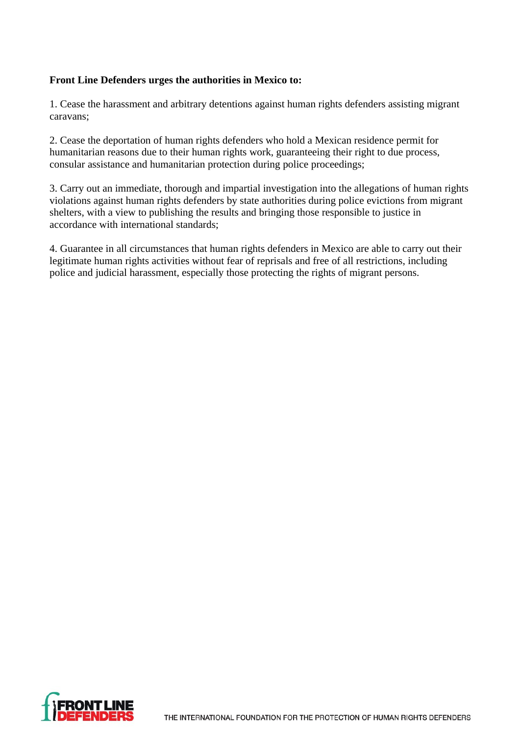**Front Line Defenders urges the authorities in Mexico to:**

1. Cease the harassment and arbitrary detentions against human rights defenders assisting migrant caravans;

2. Cease the deportation of human rights defenders who hold a Mexican residence permit for humanitarian reasons due to their human rights work, guaranteeing their right to due process, consular assistance and humanitarian protection during police proceedings;

3. Carry out an immediate, thorough and impartial investigation into the allegations of human rights violations against human rights defenders by state authorities during police evictions from migrant shelters, with a view to publishing the results and bringing those responsible to justice in accordance with international standards;

4. Guarantee in all circumstances that human rights defenders in Mexico are able to carry out their legitimate human rights activities without fear of reprisals and free of all restrictions, including police and judicial harassment, especially those protecting the rights of migrant persons.